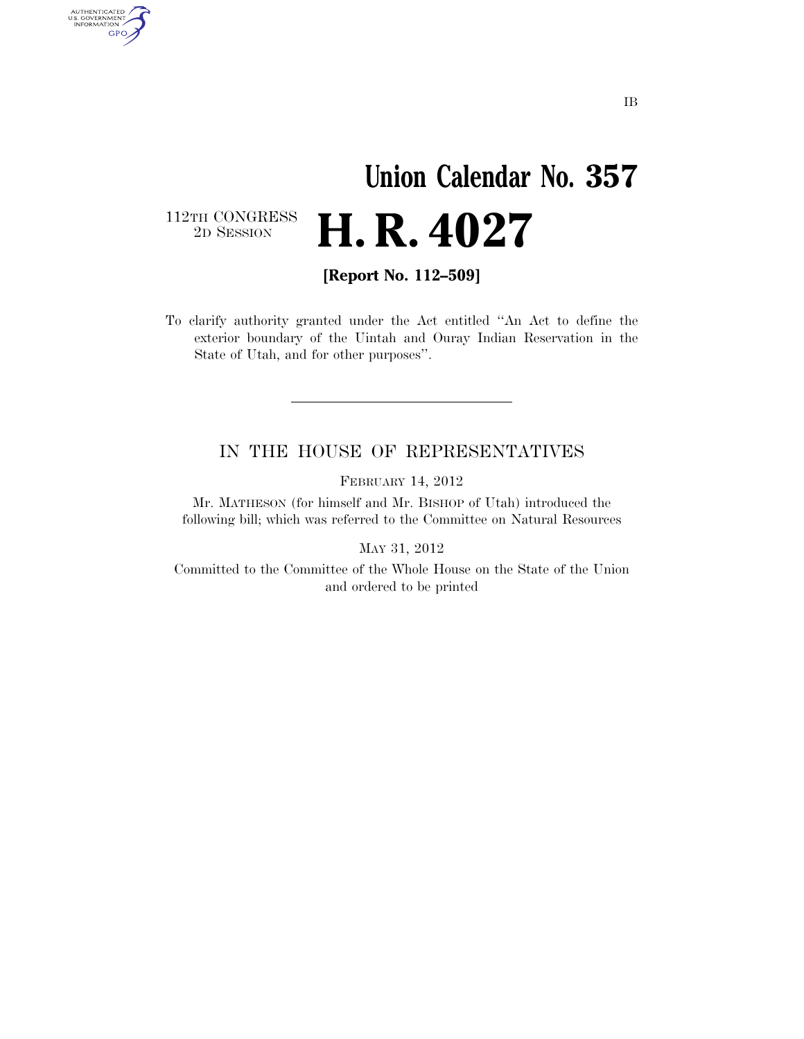IB

# Union Calendar No. 357

112TH CONGRESS
2D SESSION

# H. R. 4027

**[Report No. 112–509]**

To clarify authority granted under the Act entitled "An Act to define the exterior boundary of the Uintah and Ouray Indian Reservation in the State of Utah, and for other purposes".

---

IN THE HOUSE OF REPRESENTATIVES

FEBRUARY 14, 2012

Mr. MATHESON (for himself and Mr. BISHOP of Utah) introduced the following bill; which was referred to the Committee on Natural Resources

MAY 31, 2012

Committed to the Committee of the Whole House on the State of the Union and ordered to be printed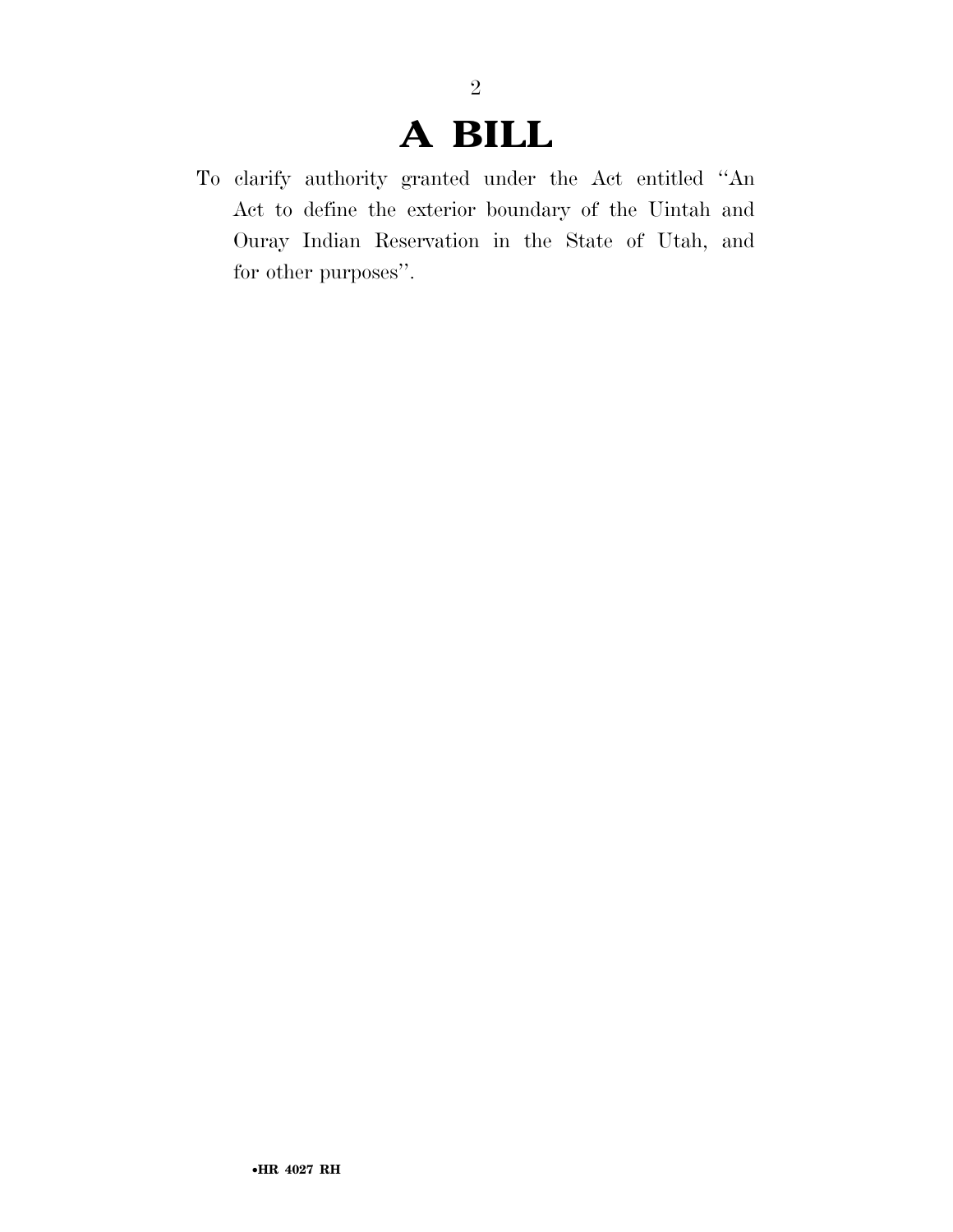# A BILL

To clarify authority granted under the Act entitled ''An Act to define the exterior boundary of the Uintah and Ouray Indian Reservation in the State of Utah, and for other purposes''.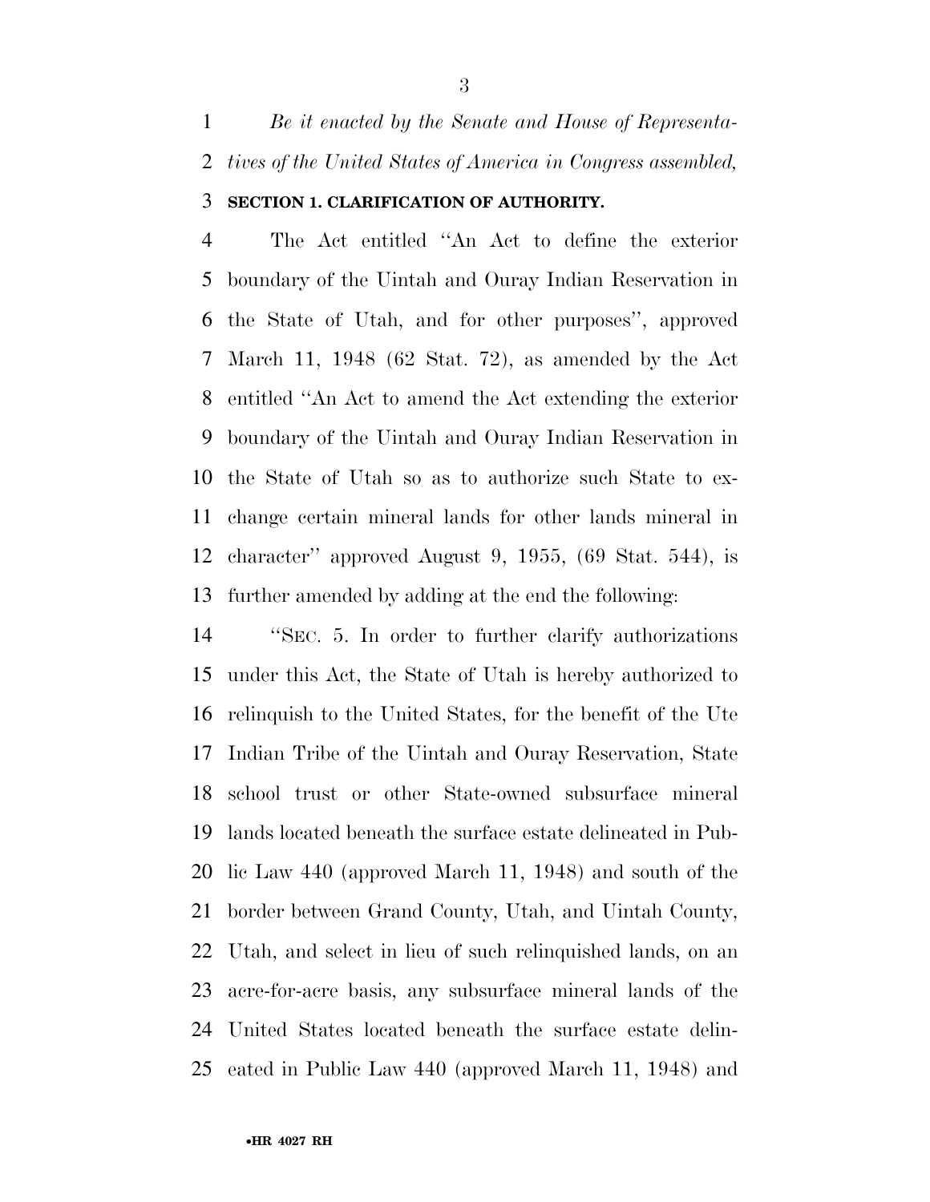*Be it enacted by the Senate and House of Representatives of the United States of America in Congress assembled,*

**SECTION 1. CLARIFICATION OF AUTHORITY.**

The Act entitled ''An Act to define the exterior boundary of the Uintah and Ouray Indian Reservation in the State of Utah, and for other purposes'', approved March 11, 1948 (62 Stat. 72), as amended by the Act entitled ''An Act to amend the Act extending the exterior boundary of the Uintah and Ouray Indian Reservation in the State of Utah so as to authorize such State to exchange certain mineral lands for other lands mineral in character'' approved August 9, 1955, (69 Stat. 544), is further amended by adding at the end the following:

''SEC. 5. In order to further clarify authorizations under this Act, the State of Utah is hereby authorized to relinquish to the United States, for the benefit of the Ute Indian Tribe of the Uintah and Ouray Reservation, State school trust or other State-owned subsurface mineral lands located beneath the surface estate delineated in Public Law 440 (approved March 11, 1948) and south of the border between Grand County, Utah, and Uintah County, Utah, and select in lieu of such relinquished lands, on an acre-for-acre basis, any subsurface mineral lands of the United States located beneath the surface estate delineated in Public Law 440 (approved March 11, 1948) and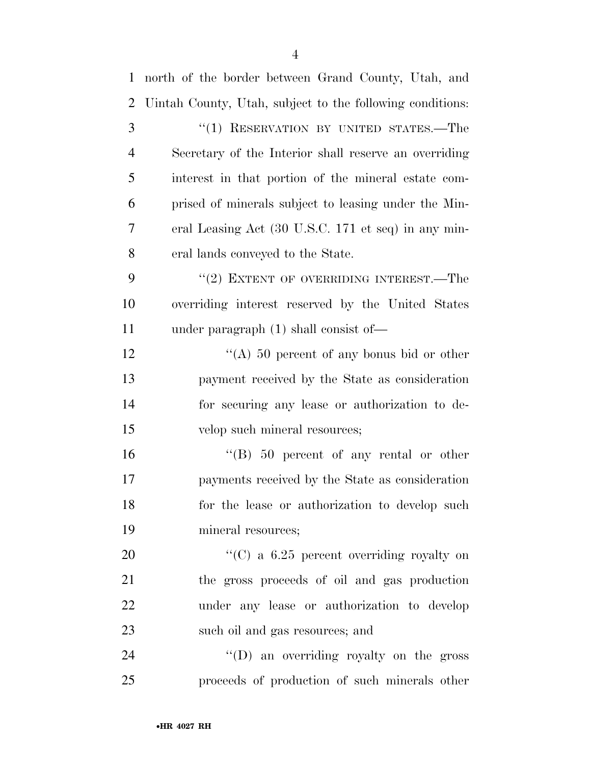north of the border between Grand County, Utah, and Uintah County, Utah, subject to the following conditions:

"(1) RESERVATION BY UNITED STATES.—The Secretary of the Interior shall reserve an overriding interest in that portion of the mineral estate comprised of minerals subject to leasing under the Mineral Leasing Act (30 U.S.C. 171 et seq) in any mineral lands conveyed to the State.

"(2) EXTENT OF OVERRIDING INTEREST.—The overriding interest reserved by the United States under paragraph (1) shall consist of—

"(A) 50 percent of any bonus bid or other payment received by the State as consideration for securing any lease or authorization to develop such mineral resources;

"(B) 50 percent of any rental or other payments received by the State as consideration for the lease or authorization to develop such mineral resources;

"(C) a 6.25 percent overriding royalty on the gross proceeds of oil and gas production under any lease or authorization to develop such oil and gas resources; and

"(D) an overriding royalty on the gross proceeds of production of such minerals other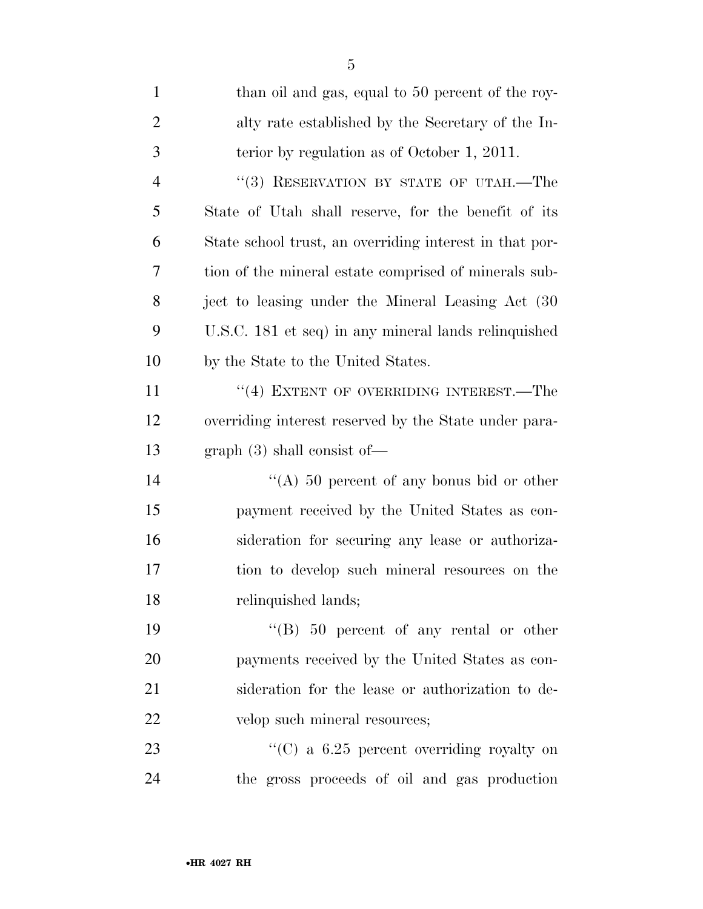than oil and gas, equal to 50 percent of the royalty rate established by the Secretary of the Interior by regulation as of October 1, 2011.

"(3) RESERVATION BY STATE OF UTAH.—The State of Utah shall reserve, for the benefit of its State school trust, an overriding interest in that portion of the mineral estate comprised of minerals subject to leasing under the Mineral Leasing Act (30 U.S.C. 181 et seq) in any mineral lands relinquished by the State to the United States.

"(4) EXTENT OF OVERRIDING INTEREST.—The overriding interest reserved by the State under paragraph (3) shall consist of—

"(A) 50 percent of any bonus bid or other payment received by the United States as consideration for securing any lease or authorization to develop such mineral resources on the relinquished lands;

"(B) 50 percent of any rental or other payments received by the United States as consideration for the lease or authorization to develop such mineral resources;

"(C) a 6.25 percent overriding royalty on the gross proceeds of oil and gas production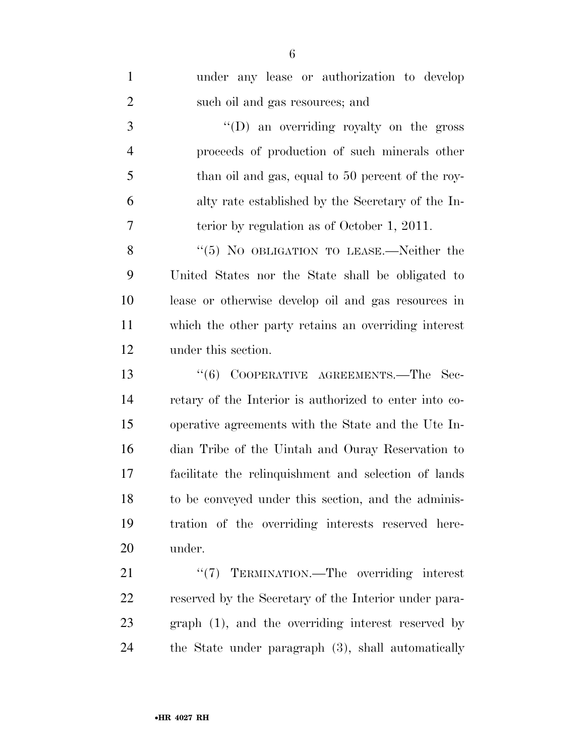under any lease or authorization to develop such oil and gas resources; and

"(D) an overriding royalty on the gross proceeds of production of such minerals other than oil and gas, equal to 50 percent of the royalty rate established by the Secretary of the Interior by regulation as of October 1, 2011.

"(5) NO OBLIGATION TO LEASE.—Neither the United States nor the State shall be obligated to lease or otherwise develop oil and gas resources in which the other party retains an overriding interest under this section.

"(6) COOPERATIVE AGREEMENTS.—The Secretary of the Interior is authorized to enter into cooperative agreements with the State and the Ute Indian Tribe of the Uintah and Ouray Reservation to facilitate the relinquishment and selection of lands to be conveyed under this section, and the administration of the overriding interests reserved hereunder.

"(7) TERMINATION.—The overriding interest reserved by the Secretary of the Interior under paragraph (1), and the overriding interest reserved by the State under paragraph (3), shall automatically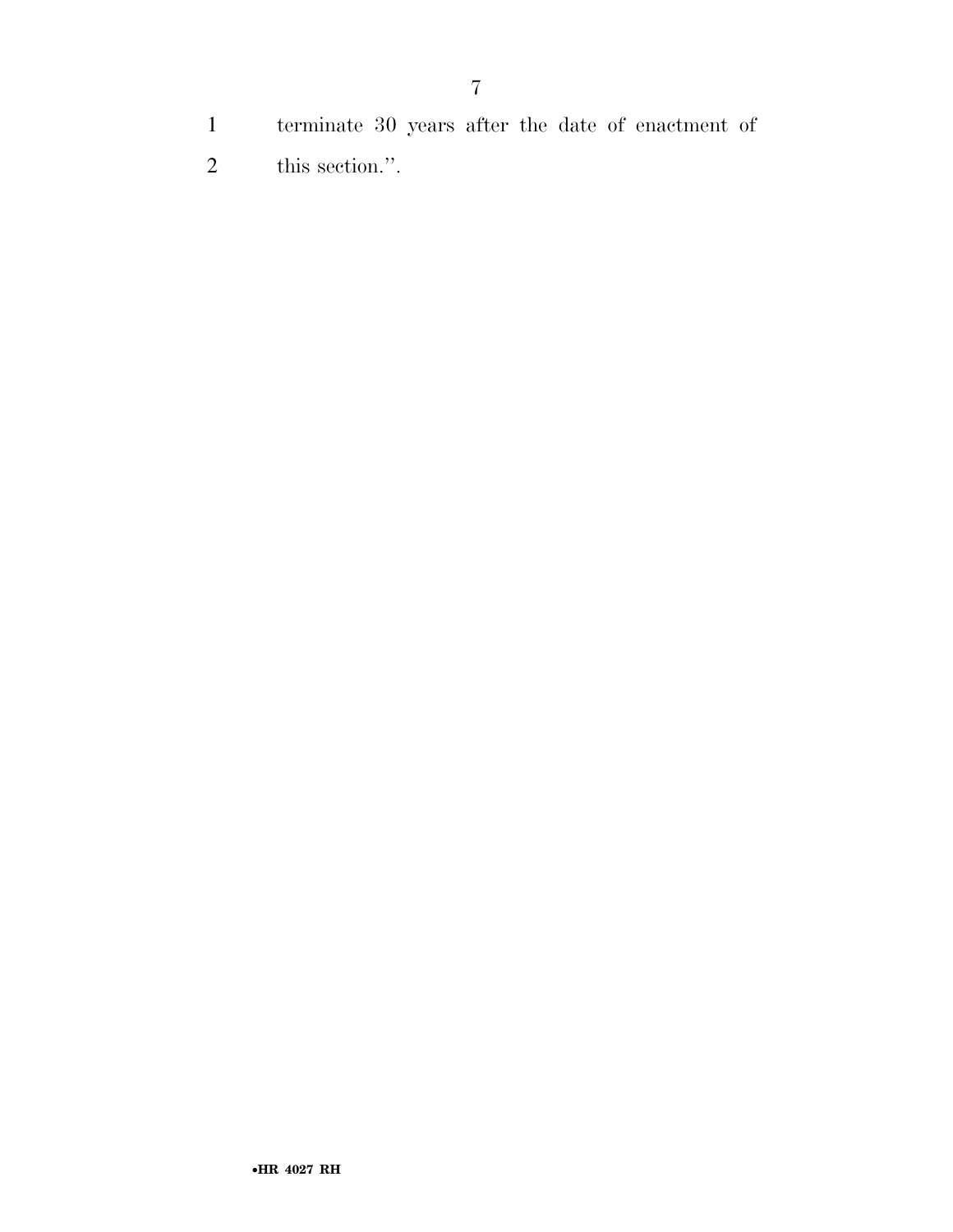terminate 30 years after the date of enactment of this section.''.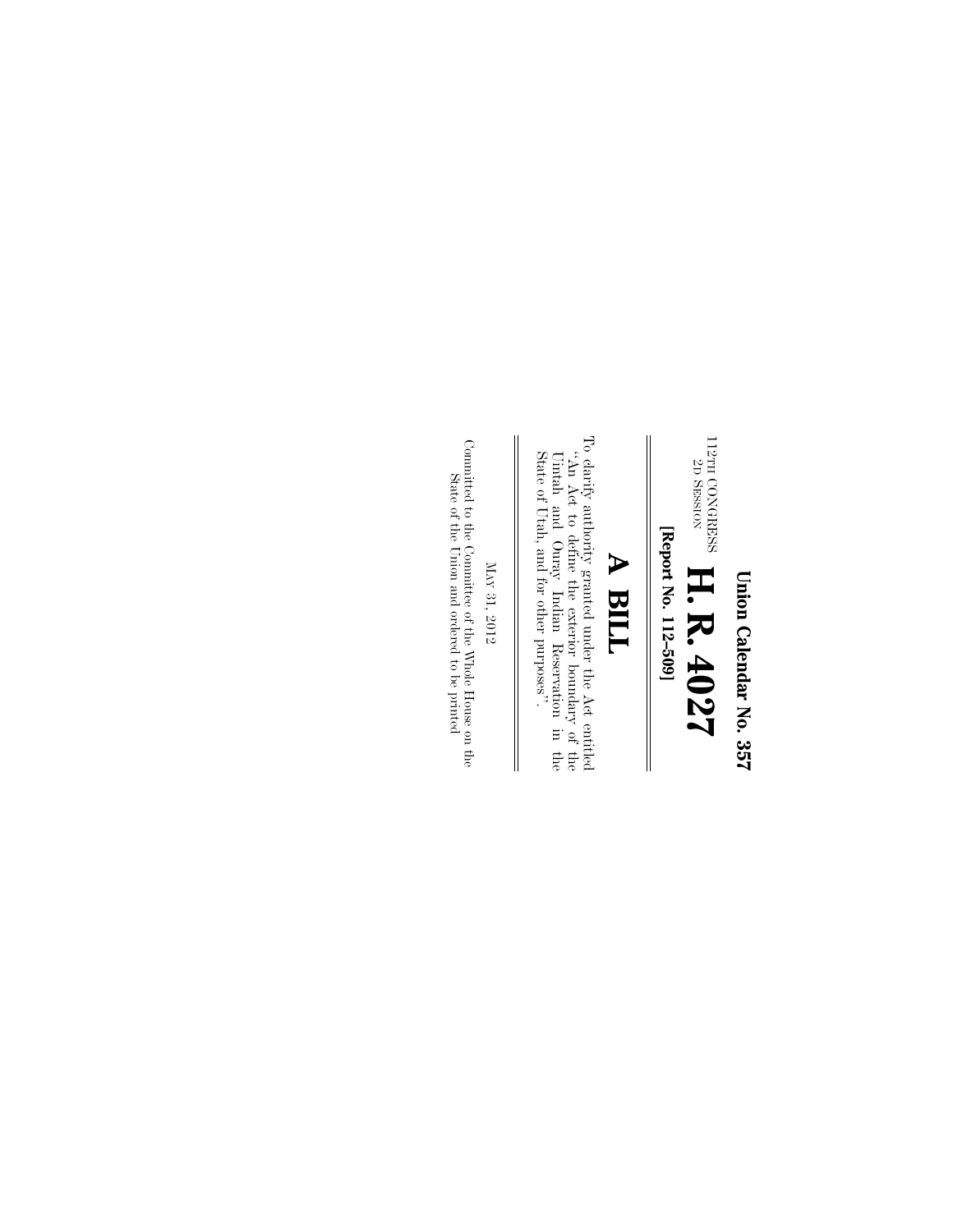Union Calendar No. 357

112TH CONGRESS
2D SESSION

# H. R. 4027

**[Report No. 112–509]**

# A BILL

To clarify authority granted under the Act entitled "An Act to define the exterior boundary of the Uintah and Ouray Indian Reservation in the State of Utah, and for other purposes".

---

MAY 31, 2012

Committed to the Committee of the Whole House on the State of the Union and ordered to be printed